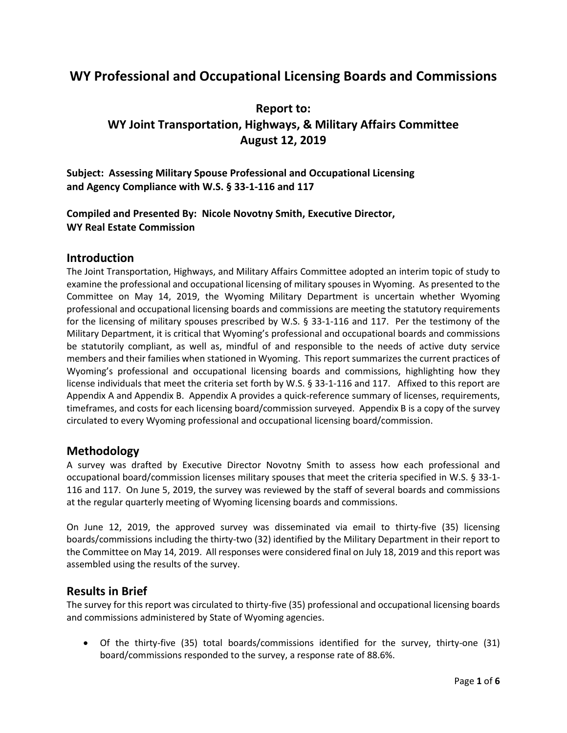# WY Professional and Occupational Licensing Boards and Commissions

## Report to: WY Joint Transportation, Highways, & Military Affairs Committee August 12, 2019

**Subject: Assessing Military Spouse Professional and Occupational Licensing and Agency Compliance with W.S. § 33-1-116 and 117**

**Compiled and Presented By: Nicole Novotny Smith, Executive Director, WY Real Estate Commission**

## Introduction

The Joint Transportation, Highways, and Military Affairs Committee adopted an interim topic of study to examine the professional and occupational licensing of military spouses in Wyoming. As presented to the Committee on May 14, 2019, the Wyoming Military Department is uncertain whether Wyoming professional and occupational licensing boards and commissions are meeting the statutory requirements for the licensing of military spouses prescribed by W.S. § 33-1-116 and 117. Per the testimony of the Military Department, it is critical that Wyoming's professional and occupational boards and commissions be statutorily compliant, as well as, mindful of and responsible to the needs of active duty service members and their families when stationed in Wyoming. This report summarizes the current practices of Wyoming's professional and occupational licensing boards and commissions, highlighting how they license individuals that meet the criteria set forth by W.S. § 33-1-116 and 117. Affixed to this report are Appendix A and Appendix B. Appendix A provides a quick-reference summary of licenses, requirements, timeframes, and costs for each licensing board/commission surveyed. Appendix B is a copy of the survey circulated to every Wyoming professional and occupational licensing board/commission.

## Methodology

A survey was drafted by Executive Director Novotny Smith to assess how each professional and occupational board/commission licenses military spouses that meet the criteria specified in W.S. § 33-1-116 and 117. On June 5, 2019, the survey was reviewed by the staff of several boards and commissions at the regular quarterly meeting of Wyoming licensing boards and commissions.

On June 12, 2019, the approved survey was disseminated via email to thirty-five (35) licensing boards/commissions including the thirty-two (32) identified by the Military Department in their report to the Committee on May 14, 2019. All responses were considered final on July 18, 2019 and this report was assembled using the results of the survey.

## Results in Brief

The survey for this report was circulated to thirty-five (35) professional and occupational licensing boards and commissions administered by State of Wyoming agencies.

- Of the thirty-five (35) total boards/commissions identified for the survey, thirty-one (31) board/commissions responded to the survey, a response rate of 88.6%.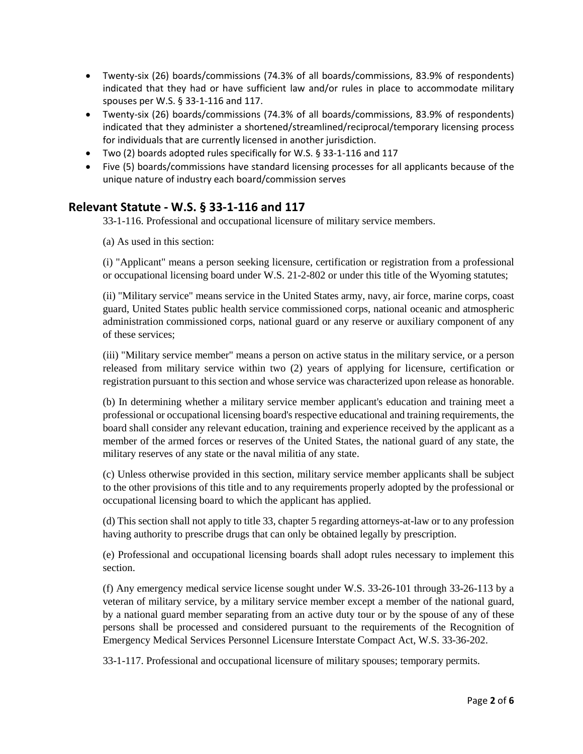- Twenty-six (26) boards/commissions (74.3% of all boards/commissions, 83.9% of respondents) indicated that they had or have sufficient law and/or rules in place to accommodate military spouses per W.S. § 33-1-116 and 117.
- Twenty-six (26) boards/commissions (74.3% of all boards/commissions, 83.9% of respondents) indicated that they administer a shortened/streamlined/reciprocal/temporary licensing process for individuals that are currently licensed in another jurisdiction.
- Two (2) boards adopted rules specifically for W.S. § 33-1-116 and 117
- Five (5) boards/commissions have standard licensing processes for all applicants because of the unique nature of industry each board/commission serves

## Relevant Statute - W.S. § 33-1-116 and 117

33-1-116. Professional and occupational licensure of military service members.

(a) As used in this section:

(i) "Applicant" means a person seeking licensure, certification or registration from a professional or occupational licensing board under W.S. 21-2-802 or under this title of the Wyoming statutes;

(ii) "Military service" means service in the United States army, navy, air force, marine corps, coast guard, United States public health service commissioned corps, national oceanic and atmospheric administration commissioned corps, national guard or any reserve or auxiliary component of any of these services;

(iii) "Military service member" means a person on active status in the military service, or a person released from military service within two (2) years of applying for licensure, certification or registration pursuant to this section and whose service was characterized upon release as honorable.

(b) In determining whether a military service member applicant's education and training meet a professional or occupational licensing board's respective educational and training requirements, the board shall consider any relevant education, training and experience received by the applicant as a member of the armed forces or reserves of the United States, the national guard of any state, the military reserves of any state or the naval militia of any state.

(c) Unless otherwise provided in this section, military service member applicants shall be subject to the other provisions of this title and to any requirements properly adopted by the professional or occupational licensing board to which the applicant has applied.

(d) This section shall not apply to title 33, chapter 5 regarding attorneys-at-law or to any profession having authority to prescribe drugs that can only be obtained legally by prescription.

(e) Professional and occupational licensing boards shall adopt rules necessary to implement this section.

(f) Any emergency medical service license sought under W.S. 33-26-101 through 33-26-113 by a veteran of military service, by a military service member except a member of the national guard, by a national guard member separating from an active duty tour or by the spouse of any of these persons shall be processed and considered pursuant to the requirements of the Recognition of Emergency Medical Services Personnel Licensure Interstate Compact Act, W.S. 33-36-202.

33-1-117. Professional and occupational licensure of military spouses; temporary permits.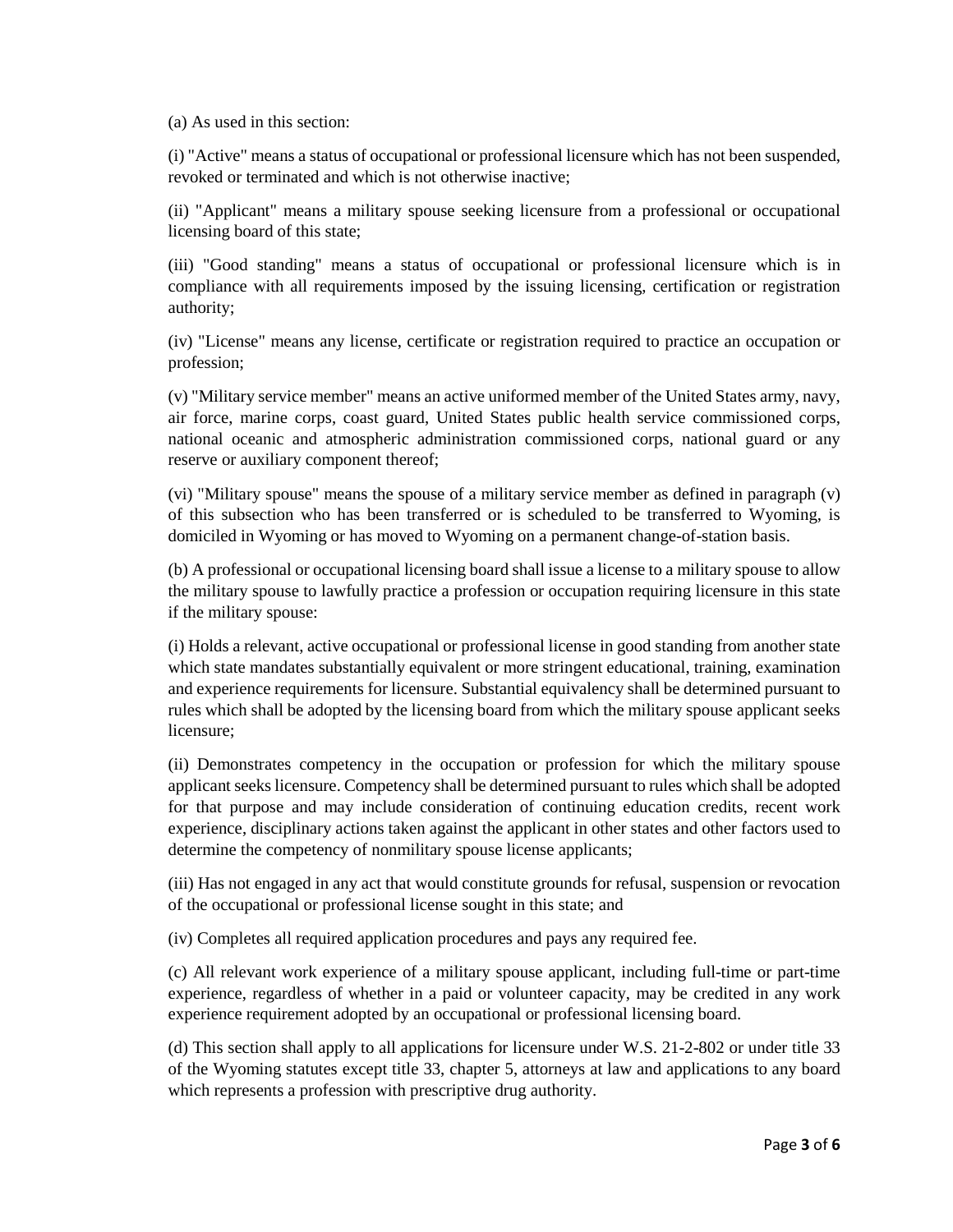(a) As used in this section:

(i) "Active" means a status of occupational or professional licensure which has not been suspended, revoked or terminated and which is not otherwise inactive;

(ii) "Applicant" means a military spouse seeking licensure from a professional or occupational licensing board of this state;

(iii) "Good standing" means a status of occupational or professional licensure which is in compliance with all requirements imposed by the issuing licensing, certification or registration authority;

(iv) "License" means any license, certificate or registration required to practice an occupation or profession;

(v) "Military service member" means an active uniformed member of the United States army, navy, air force, marine corps, coast guard, United States public health service commissioned corps, national oceanic and atmospheric administration commissioned corps, national guard or any reserve or auxiliary component thereof;

(vi) "Military spouse" means the spouse of a military service member as defined in paragraph (v) of this subsection who has been transferred or is scheduled to be transferred to Wyoming, is domiciled in Wyoming or has moved to Wyoming on a permanent change-of-station basis.

(b) A professional or occupational licensing board shall issue a license to a military spouse to allow the military spouse to lawfully practice a profession or occupation requiring licensure in this state if the military spouse:

(i) Holds a relevant, active occupational or professional license in good standing from another state which state mandates substantially equivalent or more stringent educational, training, examination and experience requirements for licensure. Substantial equivalency shall be determined pursuant to rules which shall be adopted by the licensing board from which the military spouse applicant seeks licensure;

(ii) Demonstrates competency in the occupation or profession for which the military spouse applicant seeks licensure. Competency shall be determined pursuant to rules which shall be adopted for that purpose and may include consideration of continuing education credits, recent work experience, disciplinary actions taken against the applicant in other states and other factors used to determine the competency of nonmilitary spouse license applicants;

(iii) Has not engaged in any act that would constitute grounds for refusal, suspension or revocation of the occupational or professional license sought in this state; and

(iv) Completes all required application procedures and pays any required fee.

(c) All relevant work experience of a military spouse applicant, including full-time or part-time experience, regardless of whether in a paid or volunteer capacity, may be credited in any work experience requirement adopted by an occupational or professional licensing board.

(d) This section shall apply to all applications for licensure under W.S. 21-2-802 or under title 33 of the Wyoming statutes except title 33, chapter 5, attorneys at law and applications to any board which represents a profession with prescriptive drug authority.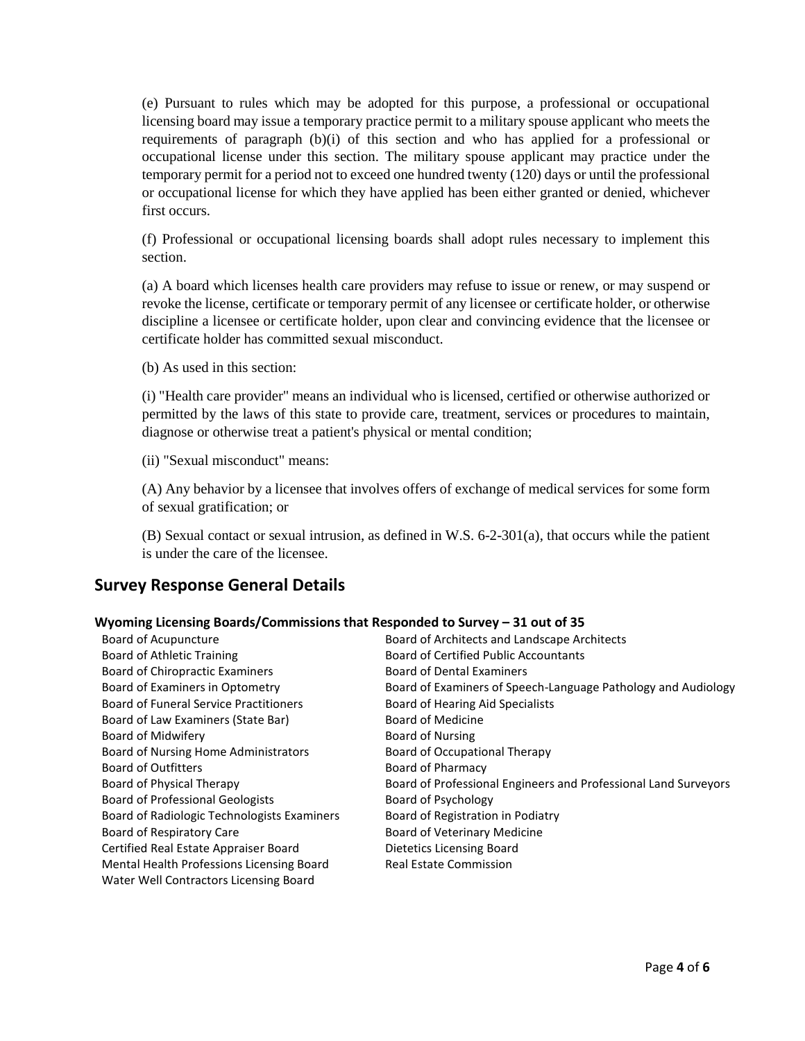(e) Pursuant to rules which may be adopted for this purpose, a professional or occupational licensing board may issue a temporary practice permit to a military spouse applicant who meets the requirements of paragraph (b)(i) of this section and who has applied for a professional or occupational license under this section. The military spouse applicant may practice under the temporary permit for a period not to exceed one hundred twenty (120) days or until the professional or occupational license for which they have applied has been either granted or denied, whichever first occurs.

(f) Professional or occupational licensing boards shall adopt rules necessary to implement this section.

(a) A board which licenses health care providers may refuse to issue or renew, or may suspend or revoke the license, certificate or temporary permit of any licensee or certificate holder, or otherwise discipline a licensee or certificate holder, upon clear and convincing evidence that the licensee or certificate holder has committed sexual misconduct.

(b) As used in this section:

(i) "Health care provider" means an individual who is licensed, certified or otherwise authorized or permitted by the laws of this state to provide care, treatment, services or procedures to maintain, diagnose or otherwise treat a patient's physical or mental condition;

(ii) "Sexual misconduct" means:

(A) Any behavior by a licensee that involves offers of exchange of medical services for some form of sexual gratification; or

(B) Sexual contact or sexual intrusion, as defined in W.S. 6-2-301(a), that occurs while the patient is under the care of the licensee.

## Survey Response General Details

#### Wyoming Licensing Boards/Commissions that Responded to Survey – 31 out of 35

- Board of Acupuncture
- Board of Architects and Landscape Architects
- Board of Athletic Training
- Board of Certified Public Accountants
- Board of Chiropractic Examiners
- Board of Dental Examiners
- Board of Examiners in Optometry
- Board of Examiners of Speech-Language Pathology and Audiology
- Board of Funeral Service Practitioners
- Board of Hearing Aid Specialists
- Board of Law Examiners (State Bar)
- Board of Medicine
- Board of Midwifery
- Board of Nursing
- Board of Nursing Home Administrators
- Board of Occupational Therapy
- Board of Outfitters
- Board of Pharmacy
- Board of Physical Therapy
- Board of Professional Engineers and Professional Land Surveyors
- Board of Professional Geologists
- Board of Psychology
- Board of Radiologic Technologists Examiners
- Board of Registration in Podiatry
- Board of Respiratory Care
- Board of Veterinary Medicine
- Certified Real Estate Appraiser Board
- Dietetics Licensing Board
- Mental Health Professions Licensing Board
- Real Estate Commission
- Water Well Contractors Licensing Board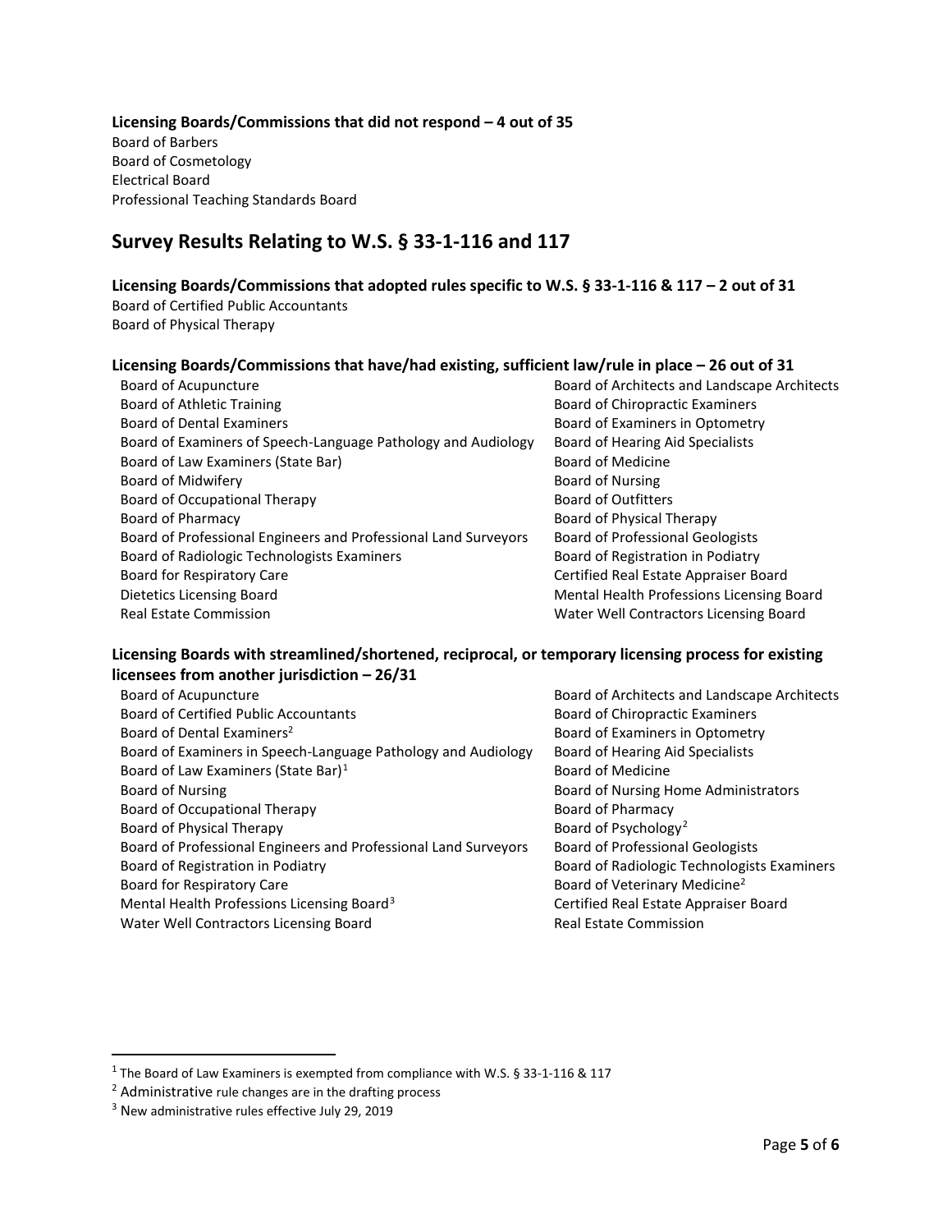**Licensing Boards/Commissions that did not respond – 4 out of 35**

Board of Barbers
Board of Cosmetology
Electrical Board
Professional Teaching Standards Board

## Survey Results Relating to W.S. § 33-1-116 and 117

**Licensing Boards/Commissions that adopted rules specific to W.S. § 33-1-116 & 117 – 2 out of 31**

Board of Certified Public Accountants
Board of Physical Therapy

**Licensing Boards/Commissions that have/had existing, sufficient law/rule in place – 26 out of 31**

Board of Acupuncture
Board of Athletic Training
Board of Dental Examiners
Board of Examiners of Speech-Language Pathology and Audiology
Board of Law Examiners (State Bar)
Board of Midwifery
Board of Occupational Therapy
Board of Pharmacy
Board of Professional Engineers and Professional Land Surveyors
Board of Radiologic Technologists Examiners
Board for Respiratory Care
Dietetics Licensing Board
Real Estate Commission
Board of Architects and Landscape Architects
Board of Chiropractic Examiners
Board of Examiners in Optometry
Board of Hearing Aid Specialists
Board of Medicine
Board of Nursing
Board of Outfitters
Board of Physical Therapy
Board of Professional Geologists
Board of Registration in Podiatry
Certified Real Estate Appraiser Board
Mental Health Professions Licensing Board
Water Well Contractors Licensing Board

**Licensing Boards with streamlined/shortened, reciprocal, or temporary licensing process for existing licensees from another jurisdiction – 26/31**

Board of Acupuncture
Board of Certified Public Accountants
Board of Dental Examiners[2]
Board of Examiners in Speech-Language Pathology and Audiology
Board of Law Examiners (State Bar)[1]
Board of Nursing
Board of Occupational Therapy
Board of Physical Therapy
Board of Professional Engineers and Professional Land Surveyors
Board of Registration in Podiatry
Board for Respiratory Care
Mental Health Professions Licensing Board[3]
Water Well Contractors Licensing Board
Board of Architects and Landscape Architects
Board of Chiropractic Examiners
Board of Examiners in Optometry
Board of Hearing Aid Specialists
Board of Medicine
Board of Nursing Home Administrators
Board of Pharmacy
Board of Psychology[2]
Board of Professional Geologists
Board of Radiologic Technologists Examiners
Board of Veterinary Medicine[2]
Certified Real Estate Appraiser Board
Real Estate Commission

[1] The Board of Law Examiners is exempted from compliance with W.S. § 33-1-116 & 117

[2] Administrative rule changes are in the drafting process

[3] New administrative rules effective July 29, 2019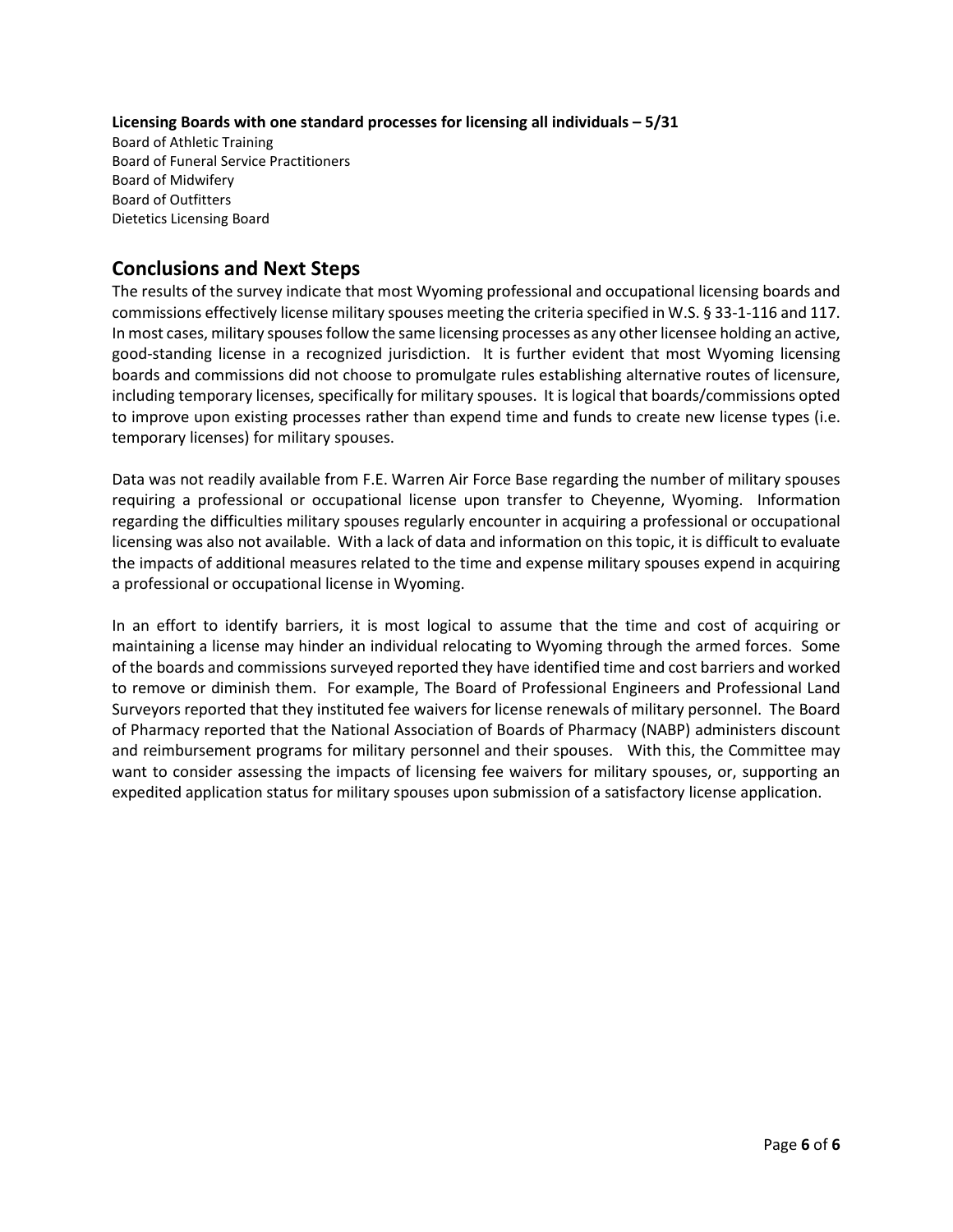**Licensing Boards with one standard processes for licensing all individuals – 5/31**

Board of Athletic Training
Board of Funeral Service Practitioners
Board of Midwifery
Board of Outfitters
Dietetics Licensing Board

## Conclusions and Next Steps

The results of the survey indicate that most Wyoming professional and occupational licensing boards and commissions effectively license military spouses meeting the criteria specified in W.S. § 33-1-116 and 117. In most cases, military spouses follow the same licensing processes as any other licensee holding an active, good-standing license in a recognized jurisdiction. It is further evident that most Wyoming licensing boards and commissions did not choose to promulgate rules establishing alternative routes of licensure, including temporary licenses, specifically for military spouses. It is logical that boards/commissions opted to improve upon existing processes rather than expend time and funds to create new license types (i.e. temporary licenses) for military spouses.

Data was not readily available from F.E. Warren Air Force Base regarding the number of military spouses requiring a professional or occupational license upon transfer to Cheyenne, Wyoming. Information regarding the difficulties military spouses regularly encounter in acquiring a professional or occupational licensing was also not available. With a lack of data and information on this topic, it is difficult to evaluate the impacts of additional measures related to the time and expense military spouses expend in acquiring a professional or occupational license in Wyoming.

In an effort to identify barriers, it is most logical to assume that the time and cost of acquiring or maintaining a license may hinder an individual relocating to Wyoming through the armed forces. Some of the boards and commissions surveyed reported they have identified time and cost barriers and worked to remove or diminish them. For example, The Board of Professional Engineers and Professional Land Surveyors reported that they instituted fee waivers for license renewals of military personnel. The Board of Pharmacy reported that the National Association of Boards of Pharmacy (NABP) administers discount and reimbursement programs for military personnel and their spouses. With this, the Committee may want to consider assessing the impacts of licensing fee waivers for military spouses, or, supporting an expedited application status for military spouses upon submission of a satisfactory license application.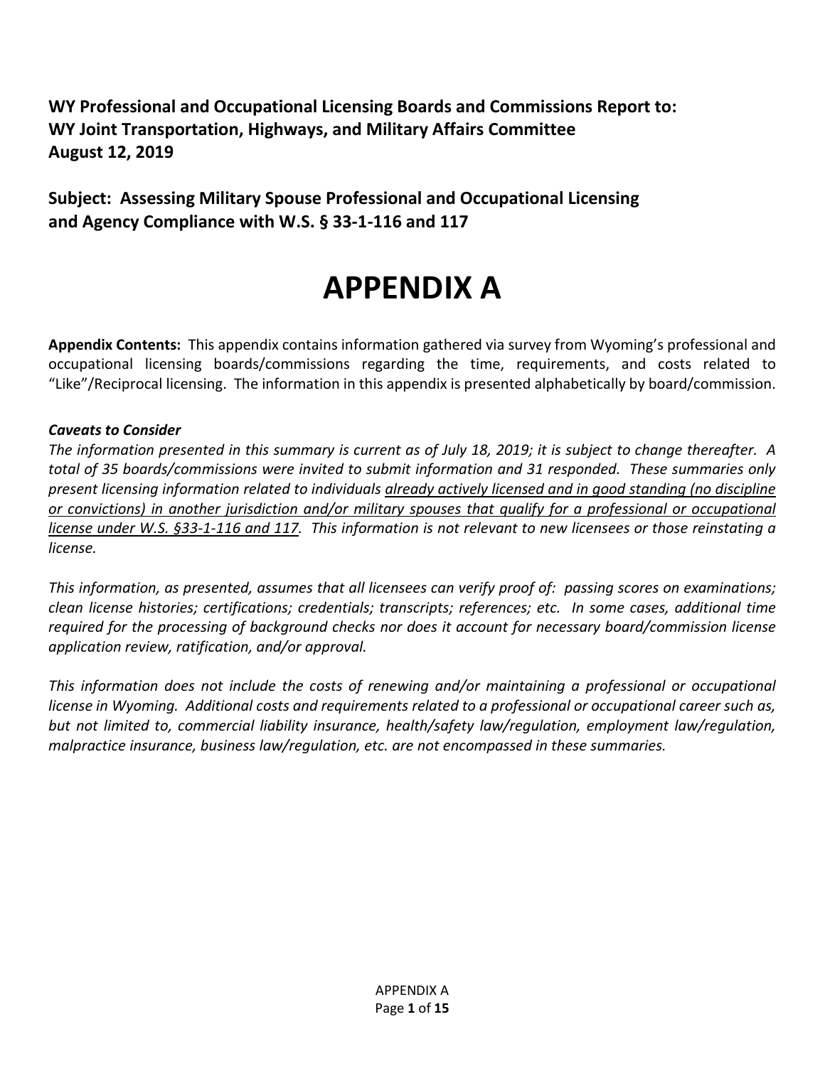**WY Professional and Occupational Licensing Boards and Commissions Report to:**
**WY Joint Transportation, Highways, and Military Affairs Committee**
**August 12, 2019**

**Subject: Assessing Military Spouse Professional and Occupational Licensing and Agency Compliance with W.S. § 33-1-116 and 117**

# APPENDIX A

**Appendix Contents:** This appendix contains information gathered via survey from Wyoming's professional and occupational licensing boards/commissions regarding the time, requirements, and costs related to "Like"/Reciprocal licensing. The information in this appendix is presented alphabetically by board/commission.

***Caveats to Consider***

*The information presented in this summary is current as of July 18, 2019; it is subject to change thereafter. A total of 35 boards/commissions were invited to submit information and 31 responded. These summaries only present licensing information related to individuals <u>already actively licensed and in good standing (no discipline or convictions) in another jurisdiction and/or military spouses that qualify for a professional or occupational license under W.S. §33-1-116 and 117</u>. This information is not relevant to new licensees or those reinstating a license.*

*This information, as presented, assumes that all licensees can verify proof of: passing scores on examinations; clean license histories; certifications; credentials; transcripts; references; etc. In some cases, additional time required for the processing of background checks nor does it account for necessary board/commission license application review, ratification, and/or approval.*

*This information does not include the costs of renewing and/or maintaining a professional or occupational license in Wyoming. Additional costs and requirements related to a professional or occupational career such as, but not limited to, commercial liability insurance, health/safety law/regulation, employment law/regulation, malpractice insurance, business law/regulation, etc. are not encompassed in these summaries.*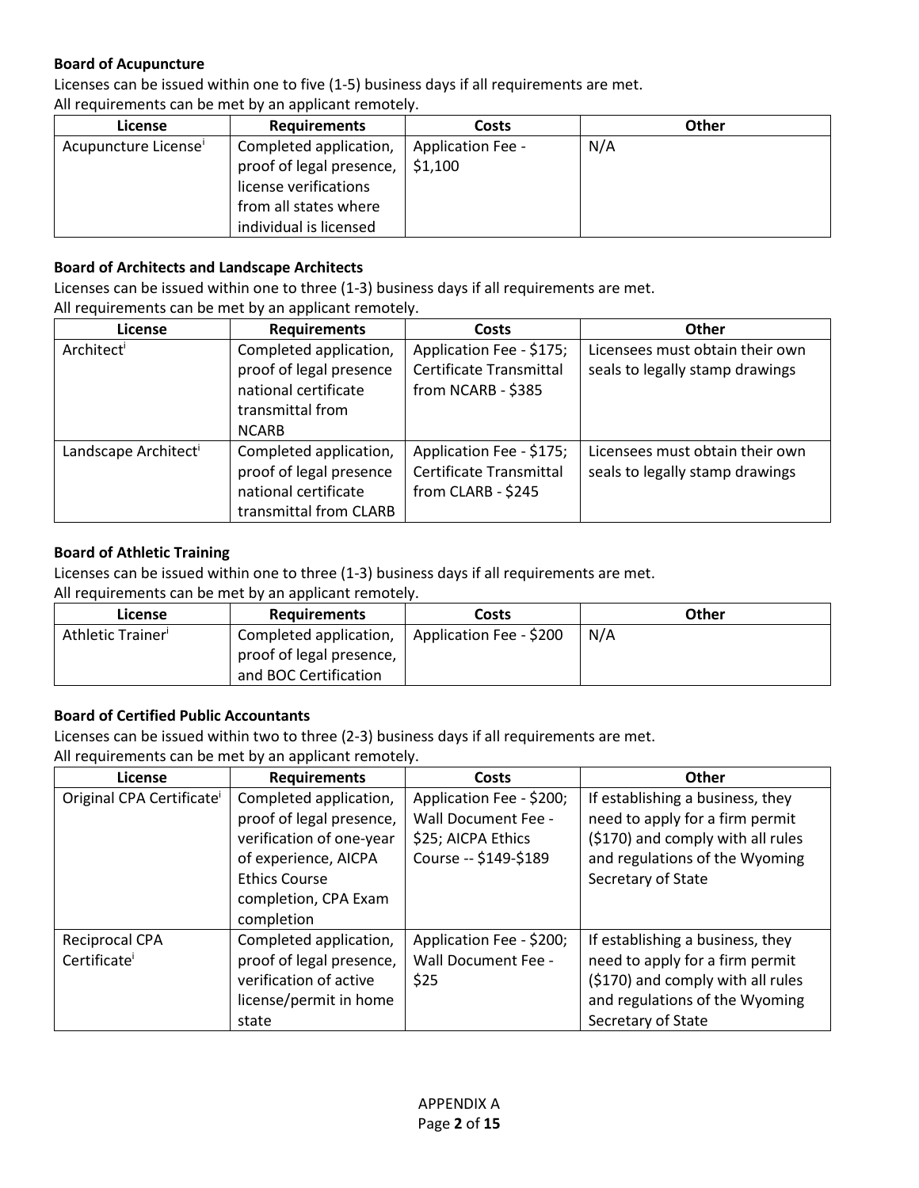**Board of Acupuncture**

Licenses can be issued within one to five (1-5) business days if all requirements are met.
All requirements can be met by an applicant remotely.

| License | Requirements | Costs | Other |
|---|---|---|---|
| Acupuncture License[i] | Completed application, proof of legal presence, license verifications from all states where individual is licensed | Application Fee - $1,100 | N/A |

**Board of Architects and Landscape Architects**

Licenses can be issued within one to three (1-3) business days if all requirements are met.
All requirements can be met by an applicant remotely.

| License | Requirements | Costs | Other |
|---|---|---|---|
| Architect[i] | Completed application, proof of legal presence national certificate transmittal from NCARB | Application Fee - $175; Certificate Transmittal from NCARB - $385 | Licensees must obtain their own seals to legally stamp drawings |
| Landscape Architect[i] | Completed application, proof of legal presence national certificate transmittal from CLARB | Application Fee - $175; Certificate Transmittal from CLARB - $245 | Licensees must obtain their own seals to legally stamp drawings |

**Board of Athletic Training**

Licenses can be issued within one to three (1-3) business days if all requirements are met.
All requirements can be met by an applicant remotely.

| License | Requirements | Costs | Other |
|---|---|---|---|
| Athletic Trainer[i] | Completed application, proof of legal presence, and BOC Certification | Application Fee - $200 | N/A |

**Board of Certified Public Accountants**

Licenses can be issued within two to three (2-3) business days if all requirements are met.
All requirements can be met by an applicant remotely.

| License | Requirements | Costs | Other |
|---|---|---|---|
| Original CPA Certificate[i] | Completed application, proof of legal presence, verification of one-year of experience, AICPA Ethics Course completion, CPA Exam completion | Application Fee - $200; Wall Document Fee - $25; AICPA Ethics Course -- $149-$189 | If establishing a business, they need to apply for a firm permit ($170) and comply with all rules and regulations of the Wyoming Secretary of State |
| Reciprocal CPA Certificate[i] | Completed application, proof of legal presence, verification of active license/permit in home state | Application Fee - $200; Wall Document Fee - $25 | If establishing a business, they need to apply for a firm permit ($170) and comply with all rules and regulations of the Wyoming Secretary of State |

APPENDIX A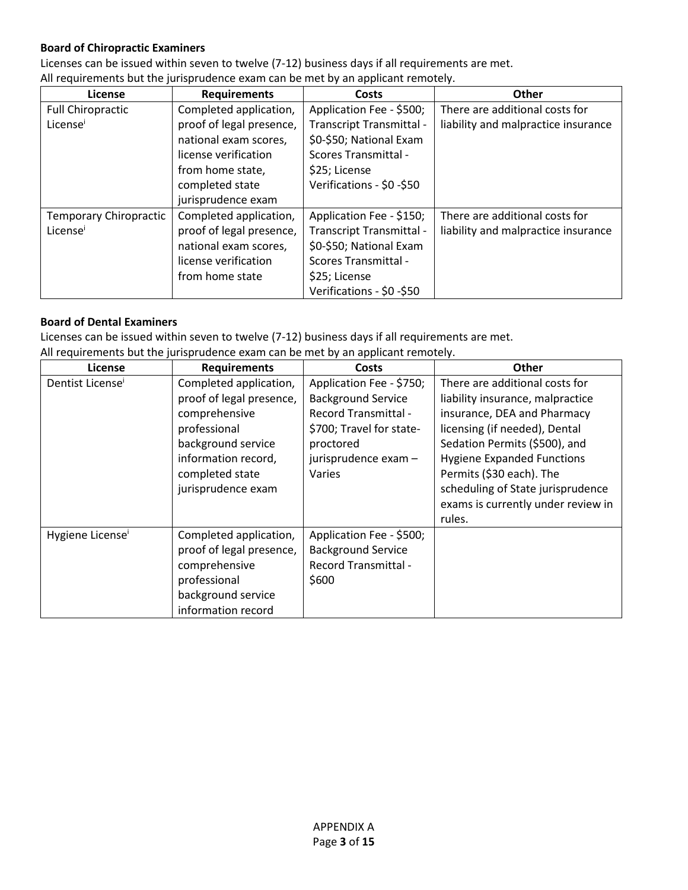**Board of Chiropractic Examiners**

Licenses can be issued within seven to twelve (7-12) business days if all requirements are met.
All requirements but the jurisprudence exam can be met by an applicant remotely.

| License | Requirements | Costs | Other |
|---|---|---|---|
| Full Chiropractic License[i] | Completed application, proof of legal presence, national exam scores, license verification from home state, completed state jurisprudence exam | Application Fee - $500; Transcript Transmittal - $0-$50; National Exam Scores Transmittal - $25; License Verifications - $0 -$50 | There are additional costs for liability and malpractice insurance |
| Temporary Chiropractic License[i] | Completed application, proof of legal presence, national exam scores, license verification from home state | Application Fee - $150; Transcript Transmittal - $0-$50; National Exam Scores Transmittal - $25; License Verifications - $0 -$50 | There are additional costs for liability and malpractice insurance |

**Board of Dental Examiners**

Licenses can be issued within seven to twelve (7-12) business days if all requirements are met.
All requirements but the jurisprudence exam can be met by an applicant remotely.

| License | Requirements | Costs | Other |
|---|---|---|---|
| Dentist License[i] | Completed application, proof of legal presence, comprehensive professional background service information record, completed state jurisprudence exam | Application Fee - $750; Background Service Record Transmittal - $700; Travel for state-proctored jurisprudence exam – Varies | There are additional costs for liability insurance, malpractice insurance, DEA and Pharmacy licensing (if needed), Dental Sedation Permits ($500), and Hygiene Expanded Functions Permits ($30 each). The scheduling of State jurisprudence exams is currently under review in rules. |
| Hygiene License[i] | Completed application, proof of legal presence, comprehensive professional background service information record | Application Fee - $500; Background Service Record Transmittal - $600 | |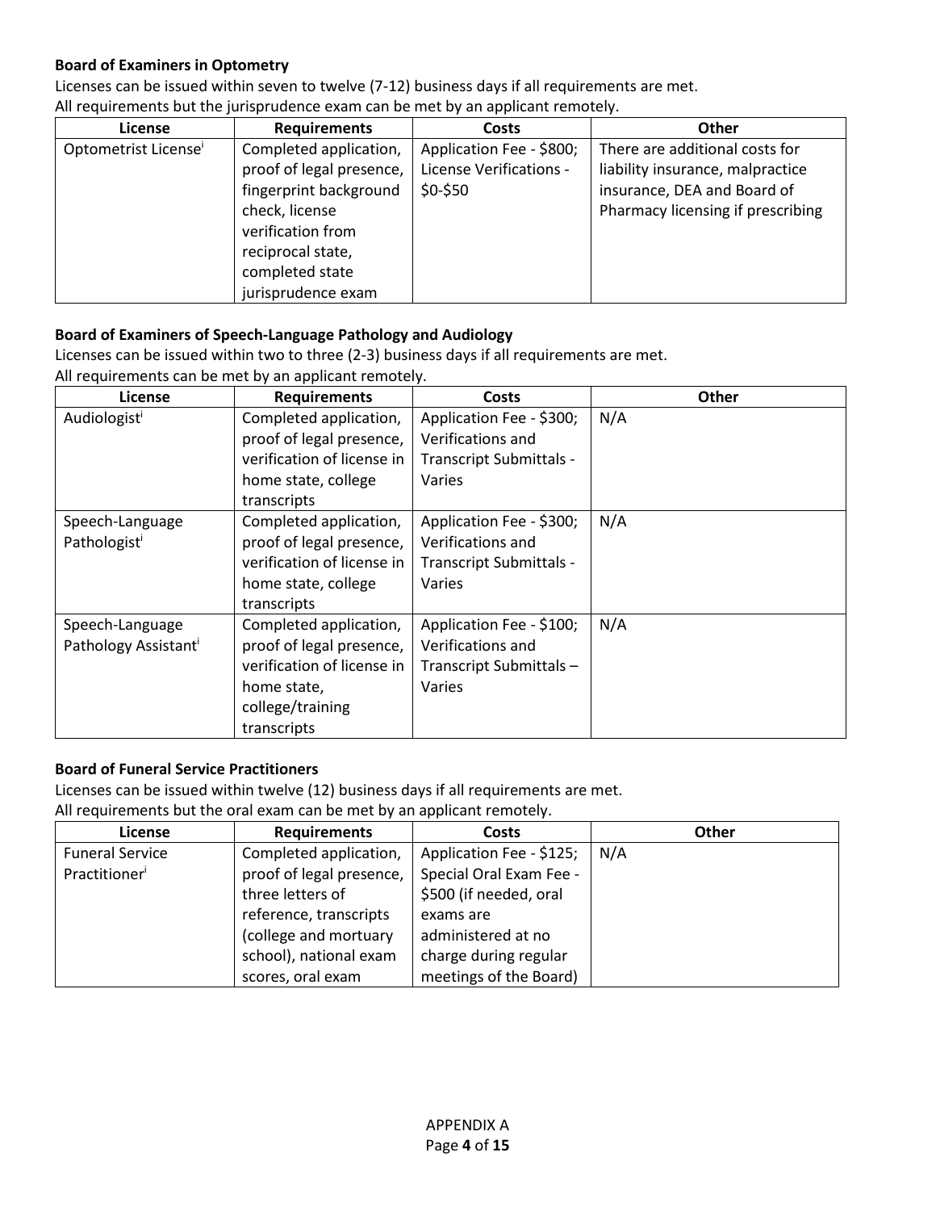**Board of Examiners in Optometry**

Licenses can be issued within seven to twelve (7-12) business days if all requirements are met.
All requirements but the jurisprudence exam can be met by an applicant remotely.

| License | Requirements | Costs | Other |
|---|---|---|---|
| Optometrist License[i] | Completed application, proof of legal presence, fingerprint background check, license verification from reciprocal state, completed state jurisprudence exam | Application Fee - $800; License Verifications - $0-$50 | There are additional costs for liability insurance, malpractice insurance, DEA and Board of Pharmacy licensing if prescribing |

**Board of Examiners of Speech-Language Pathology and Audiology**

Licenses can be issued within two to three (2-3) business days if all requirements are met.
All requirements can be met by an applicant remotely.

| License | Requirements | Costs | Other |
|---|---|---|---|
| Audiologist[i] | Completed application, proof of legal presence, verification of license in home state, college transcripts | Application Fee - $300; Verifications and Transcript Submittals - Varies | N/A |
| Speech-Language Pathologist[i] | Completed application, proof of legal presence, verification of license in home state, college transcripts | Application Fee - $300; Verifications and Transcript Submittals - Varies | N/A |
| Speech-Language Pathology Assistant[i] | Completed application, proof of legal presence, verification of license in home state, college/training transcripts | Application Fee - $100; Verifications and Transcript Submittals – Varies | N/A |

**Board of Funeral Service Practitioners**

Licenses can be issued within twelve (12) business days if all requirements are met.
All requirements but the oral exam can be met by an applicant remotely.

| License | Requirements | Costs | Other |
|---|---|---|---|
| Funeral Service Practitioner[i] | Completed application, proof of legal presence, three letters of reference, transcripts (college and mortuary school), national exam scores, oral exam | Application Fee - $125; Special Oral Exam Fee - $500 (if needed, oral exams are administered at no charge during regular meetings of the Board) | N/A |

APPENDIX A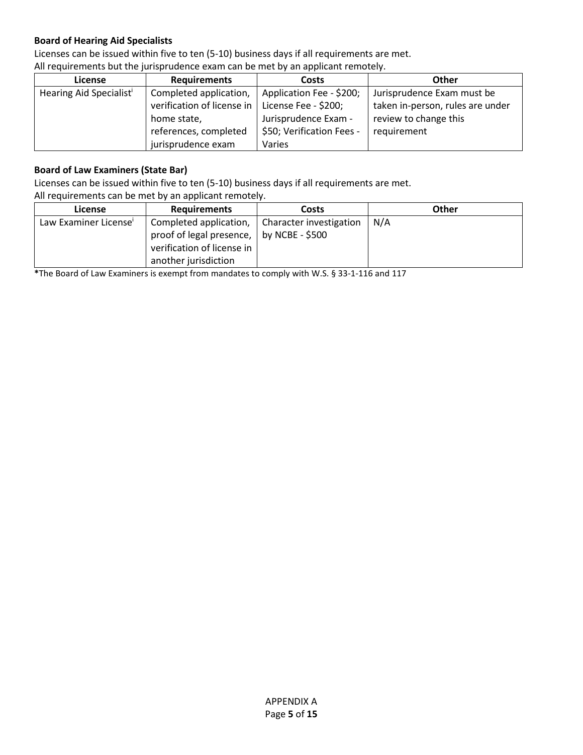**Board of Hearing Aid Specialists**

Licenses can be issued within five to ten (5-10) business days if all requirements are met.
All requirements but the jurisprudence exam can be met by an applicant remotely.

| License | Requirements | Costs | Other |
|---|---|---|---|
| Hearing Aid Specialist[i] | Completed application, verification of license in home state, references, completed jurisprudence exam | Application Fee - $200; License Fee - $200; Jurisprudence Exam - $50; Verification Fees - Varies | Jurisprudence Exam must be taken in-person, rules are under review to change this requirement |

**Board of Law Examiners (State Bar)**

Licenses can be issued within five to ten (5-10) business days if all requirements are met.
All requirements can be met by an applicant remotely.

| License | Requirements | Costs | Other |
|---|---|---|---|
| Law Examiner License[i] | Completed application, proof of legal presence, verification of license in another jurisdiction | Character investigation by NCBE - $500 | N/A |

**\***The Board of Law Examiners is exempt from mandates to comply with W.S. § 33-1-116 and 117

APPENDIX A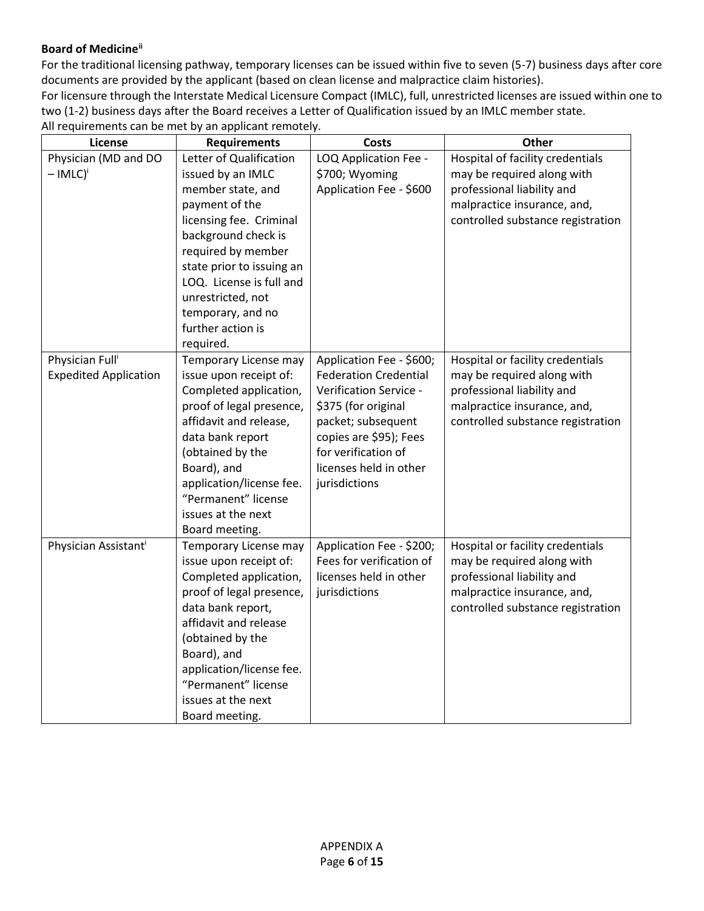**Board of Medicine**[ii]

For the traditional licensing pathway, temporary licenses can be issued within five to seven (5-7) business days after core documents are provided by the applicant (based on clean license and malpractice claim histories).

For licensure through the Interstate Medical Licensure Compact (IMLC), full, unrestricted licenses are issued within one to two (1-2) business days after the Board receives a Letter of Qualification issued by an IMLC member state.

All requirements can be met by an applicant remotely.

| License | Requirements | Costs | Other |
|---|---|---|---|
| Physician (MD and DO – IMLC)[i] | Letter of Qualification issued by an IMLC member state, and payment of the licensing fee. Criminal background check is required by member state prior to issuing an LOQ. License is full and unrestricted, not temporary, and no further action is required. | LOQ Application Fee - $700; Wyoming Application Fee - $600 | Hospital of facility credentials may be required along with professional liability and malpractice insurance, and, controlled substance registration |
| Physician Full[i] Expedited Application | Temporary License may issue upon receipt of: Completed application, proof of legal presence, affidavit and release, data bank report (obtained by the Board), and application/license fee. "Permanent" license issues at the next Board meeting. | Application Fee - $600; Federation Credential Verification Service - $375 (for original packet; subsequent copies are $95); Fees for verification of licenses held in other jurisdictions | Hospital or facility credentials may be required along with professional liability and malpractice insurance, and, controlled substance registration |
| Physician Assistant[i] | Temporary License may issue upon receipt of: Completed application, proof of legal presence, data bank report, affidavit and release (obtained by the Board), and application/license fee. "Permanent" license issues at the next Board meeting. | Application Fee - $200; Fees for verification of licenses held in other jurisdictions | Hospital or facility credentials may be required along with professional liability and malpractice insurance, and, controlled substance registration |

APPENDIX A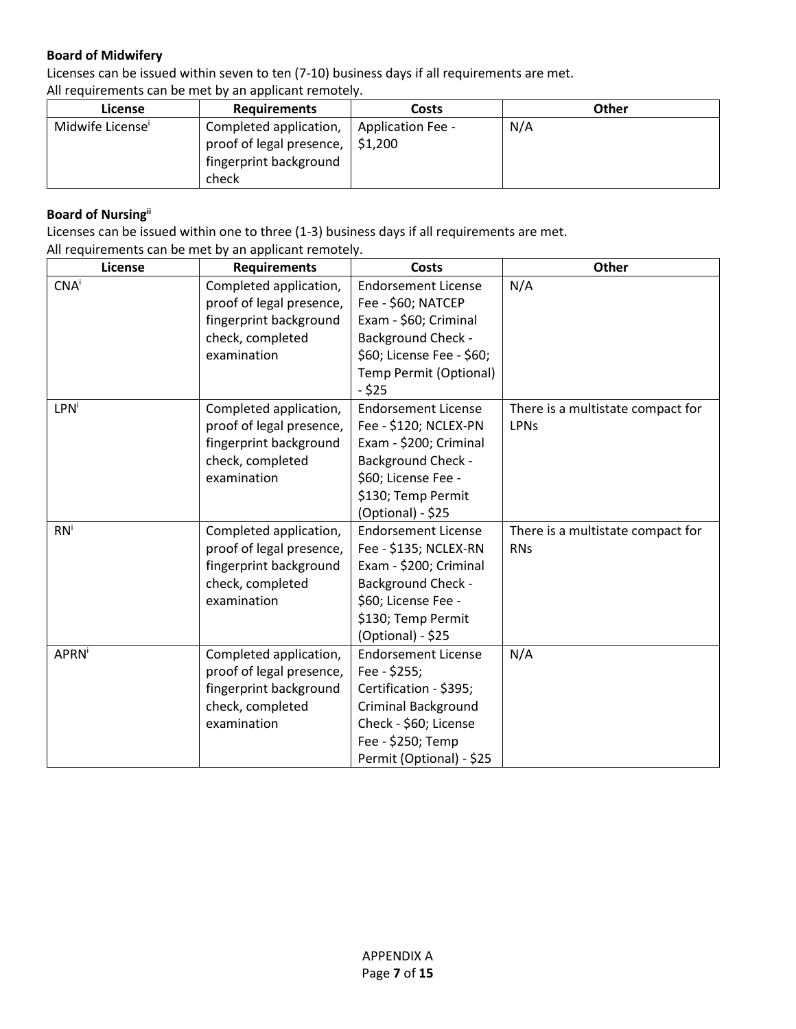**Board of Midwifery**

Licenses can be issued within seven to ten (7-10) business days if all requirements are met.
All requirements can be met by an applicant remotely.

| License | Requirements | Costs | Other |
|---|---|---|---|
| Midwife License[i] | Completed application, proof of legal presence, fingerprint background check | Application Fee - $1,200 | N/A |

**Board of Nursing[ii]**

Licenses can be issued within one to three (1-3) business days if all requirements are met.
All requirements can be met by an applicant remotely.

| License | Requirements | Costs | Other |
|---|---|---|---|
| CNA[i] | Completed application, proof of legal presence, fingerprint background check, completed examination | Endorsement License Fee - $60; NATCEP Exam - $60; Criminal Background Check - $60; License Fee - $60; Temp Permit (Optional) - $25 | N/A |
| LPN[i] | Completed application, proof of legal presence, fingerprint background check, completed examination | Endorsement License Fee - $120; NCLEX-PN Exam - $200; Criminal Background Check - $60; License Fee - $130; Temp Permit (Optional) - $25 | There is a multistate compact for LPNs |
| RN[i] | Completed application, proof of legal presence, fingerprint background check, completed examination | Endorsement License Fee - $135; NCLEX-RN Exam - $200; Criminal Background Check - $60; License Fee - $130; Temp Permit (Optional) - $25 | There is a multistate compact for RNs |
| APRN[i] | Completed application, proof of legal presence, fingerprint background check, completed examination | Endorsement License Fee - $255; Certification - $395; Criminal Background Check - $60; License Fee - $250; Temp Permit (Optional) - $25 | N/A |

APPENDIX A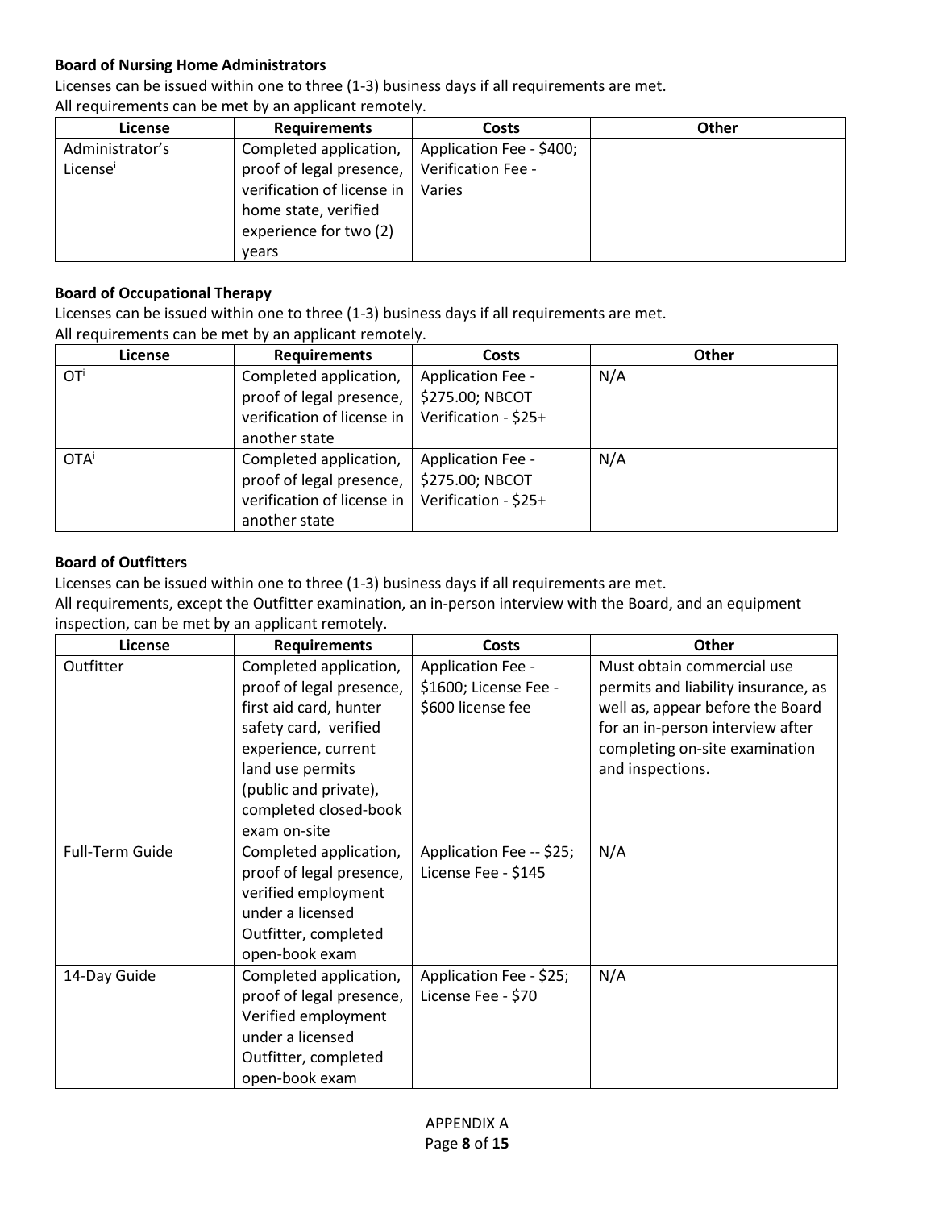**Board of Nursing Home Administrators**

Licenses can be issued within one to three (1-3) business days if all requirements are met.
All requirements can be met by an applicant remotely.

| License | Requirements | Costs | Other |
|---|---|---|---|
| Administrator's License[i] | Completed application, proof of legal presence, verification of license in home state, verified experience for two (2) years | Application Fee - $400; Verification Fee - Varies | |

**Board of Occupational Therapy**

Licenses can be issued within one to three (1-3) business days if all requirements are met.
All requirements can be met by an applicant remotely.

| License | Requirements | Costs | Other |
|---|---|---|---|
| OT[i] | Completed application, proof of legal presence, verification of license in another state | Application Fee - $275.00; NBCOT Verification - $25+ | N/A |
| OTA[i] | Completed application, proof of legal presence, verification of license in another state | Application Fee - $275.00; NBCOT Verification - $25+ | N/A |

**Board of Outfitters**

Licenses can be issued within one to three (1-3) business days if all requirements are met.
All requirements, except the Outfitter examination, an in-person interview with the Board, and an equipment inspection, can be met by an applicant remotely.

| License | Requirements | Costs | Other |
|---|---|---|---|
| Outfitter | Completed application, proof of legal presence, first aid card, hunter safety card, verified experience, current land use permits (public and private), completed closed-book exam on-site | Application Fee - $1600; License Fee - $600 license fee | Must obtain commercial use permits and liability insurance, as well as, appear before the Board for an in-person interview after completing on-site examination and inspections. |
| Full-Term Guide | Completed application, proof of legal presence, verified employment under a licensed Outfitter, completed open-book exam | Application Fee -- $25; License Fee - $145 | N/A |
| 14-Day Guide | Completed application, proof of legal presence, Verified employment under a licensed Outfitter, completed open-book exam | Application Fee - $25; License Fee - $70 | N/A |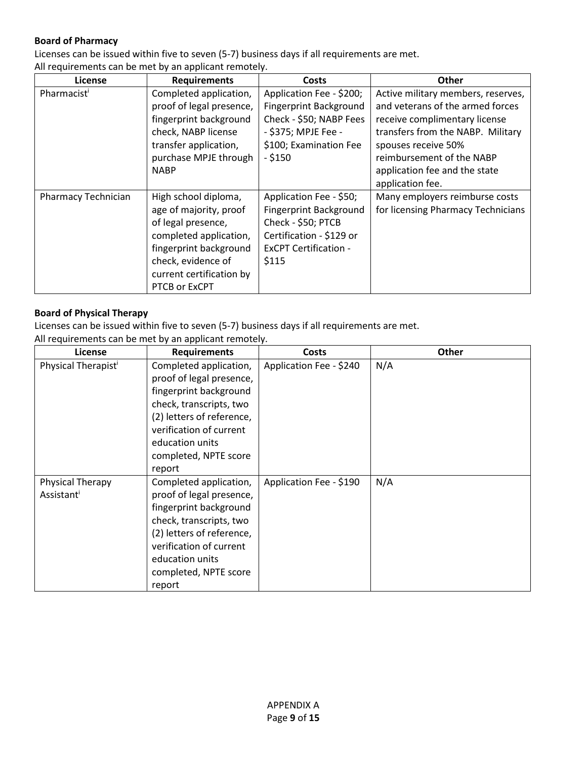**Board of Pharmacy**

Licenses can be issued within five to seven (5-7) business days if all requirements are met.
All requirements can be met by an applicant remotely.

| License | Requirements | Costs | Other |
| --- | --- | --- | --- |
| Pharmacist[i] | Completed application, proof of legal presence, fingerprint background check, NABP license transfer application, purchase MPJE through NABP | Application Fee - $200; Fingerprint Background Check - $50; NABP Fees - $375; MPJE Fee - $100; Examination Fee - $150 | Active military members, reserves, and veterans of the armed forces receive complimentary license transfers from the NABP. Military spouses receive 50% reimbursement of the NABP application fee and the state application fee. |
| Pharmacy Technician | High school diploma, age of majority, proof of legal presence, completed application, fingerprint background check, evidence of current certification by PTCB or ExCPT | Application Fee - $50; Fingerprint Background Check - $50; PTCB Certification - $129 or ExCPT Certification - $115 | Many employers reimburse costs for licensing Pharmacy Technicians |

**Board of Physical Therapy**

Licenses can be issued within five to seven (5-7) business days if all requirements are met.
All requirements can be met by an applicant remotely.

| License | Requirements | Costs | Other |
| --- | --- | --- | --- |
| Physical Therapist[i] | Completed application, proof of legal presence, fingerprint background check, transcripts, two (2) letters of reference, verification of current education units completed, NPTE score report | Application Fee - $240 | N/A |
| Physical Therapy Assistant[i] | Completed application, proof of legal presence, fingerprint background check, transcripts, two (2) letters of reference, verification of current education units completed, NPTE score report | Application Fee - $190 | N/A |

APPENDIX A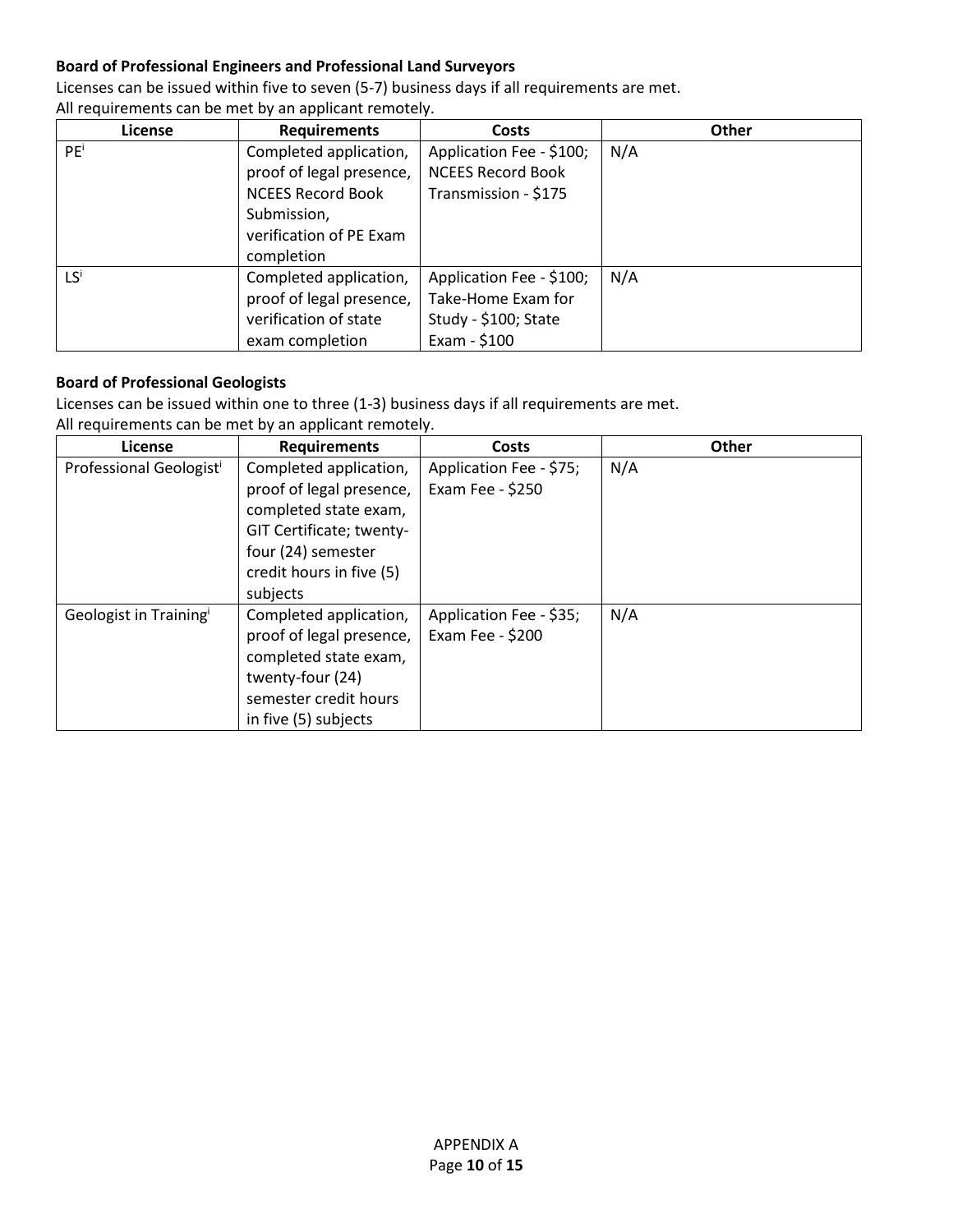**Board of Professional Engineers and Professional Land Surveyors**

Licenses can be issued within five to seven (5-7) business days if all requirements are met.
All requirements can be met by an applicant remotely.

| License | Requirements | Costs | Other |
|---|---|---|---|
| PE[i] | Completed application, proof of legal presence, NCEES Record Book Submission, verification of PE Exam completion | Application Fee - $100; NCEES Record Book Transmission - $175 | N/A |
| LS[i] | Completed application, proof of legal presence, verification of state exam completion | Application Fee - $100; Take-Home Exam for Study - $100; State Exam - $100 | N/A |

**Board of Professional Geologists**

Licenses can be issued within one to three (1-3) business days if all requirements are met.
All requirements can be met by an applicant remotely.

| License | Requirements | Costs | Other |
|---|---|---|---|
| Professional Geologist[i] | Completed application, proof of legal presence, completed state exam, GIT Certificate; twenty-four (24) semester credit hours in five (5) subjects | Application Fee - $75; Exam Fee - $250 | N/A |
| Geologist in Training[i] | Completed application, proof of legal presence, completed state exam, twenty-four (24) semester credit hours in five (5) subjects | Application Fee - $35; Exam Fee - $200 | N/A |

APPENDIX A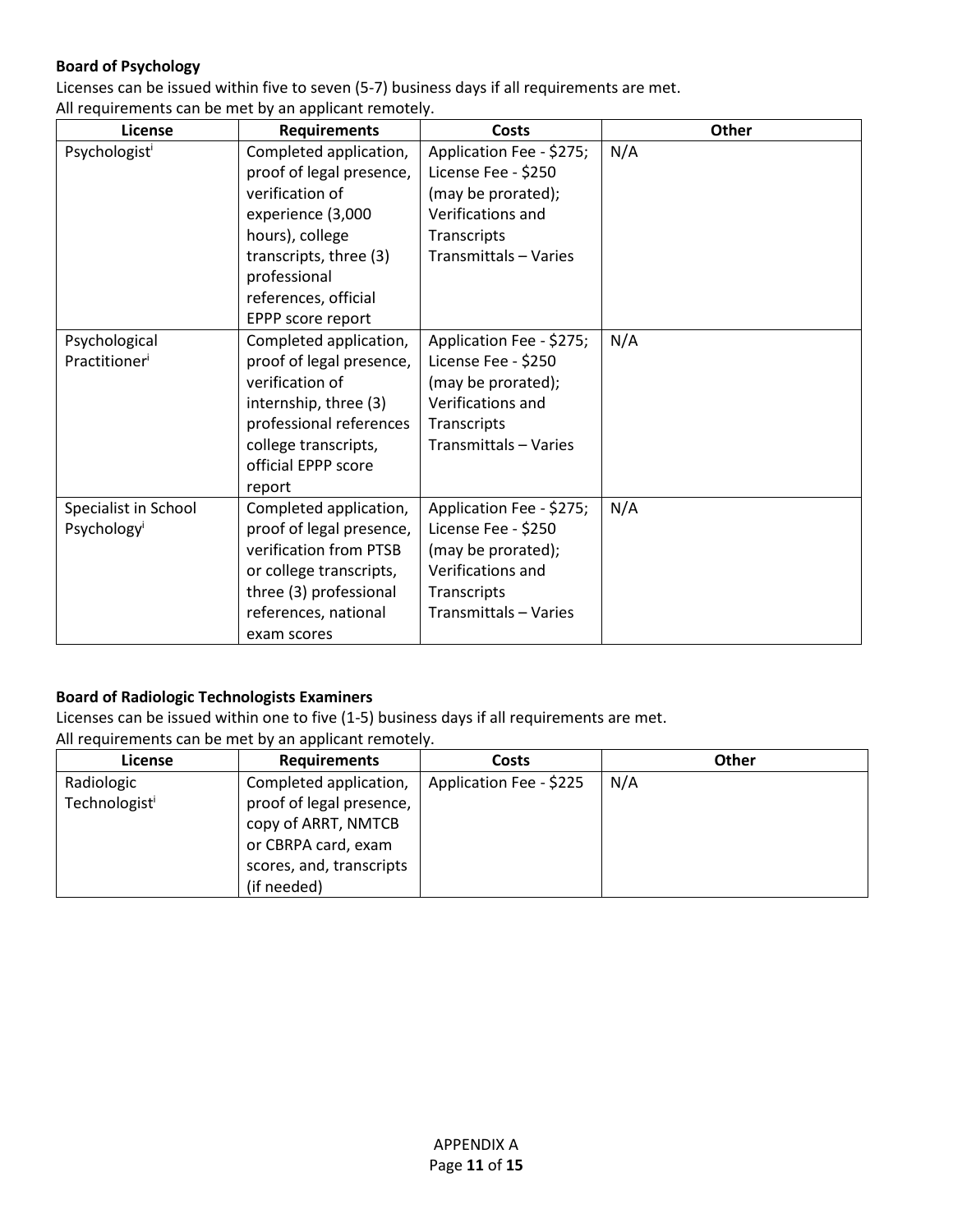**Board of Psychology**

Licenses can be issued within five to seven (5-7) business days if all requirements are met.
All requirements can be met by an applicant remotely.

| License | Requirements | Costs | Other |
|---|---|---|---|
| Psychologist[i] | Completed application, proof of legal presence, verification of experience (3,000 hours), college transcripts, three (3) professional references, official EPPP score report | Application Fee - $275; License Fee - $250 (may be prorated); Verifications and Transcripts Transmittals – Varies | N/A |
| Psychological Practitioner[i] | Completed application, proof of legal presence, verification of internship, three (3) professional references college transcripts, official EPPP score report | Application Fee - $275; License Fee - $250 (may be prorated); Verifications and Transcripts Transmittals – Varies | N/A |
| Specialist in School Psychology[i] | Completed application, proof of legal presence, verification from PTSB or college transcripts, three (3) professional references, national exam scores | Application Fee - $275; License Fee - $250 (may be prorated); Verifications and Transcripts Transmittals – Varies | N/A |

**Board of Radiologic Technologists Examiners**

Licenses can be issued within one to five (1-5) business days if all requirements are met.
All requirements can be met by an applicant remotely.

| License | Requirements | Costs | Other |
|---|---|---|---|
| Radiologic Technologist[i] | Completed application, proof of legal presence, copy of ARRT, NMTCB or CBRPA card, exam scores, and, transcripts (if needed) | Application Fee - $225 | N/A |

APPENDIX A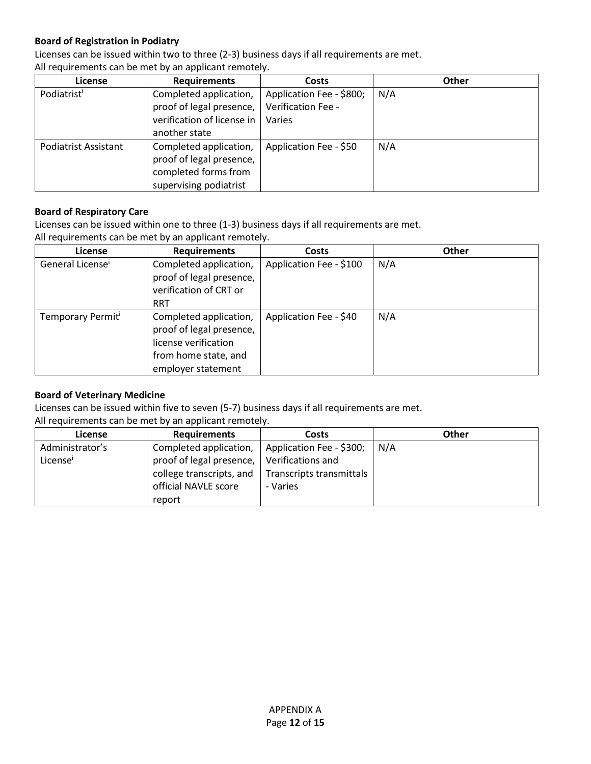**Board of Registration in Podiatry**

Licenses can be issued within two to three (2-3) business days if all requirements are met.
All requirements can be met by an applicant remotely.

| License | Requirements | Costs | Other |
| --- | --- | --- | --- |
| Podiatrist[i] | Completed application, proof of legal presence, verification of license in another state | Application Fee - $800; Verification Fee - Varies | N/A |
| Podiatrist Assistant | Completed application, proof of legal presence, completed forms from supervising podiatrist | Application Fee - $50 | N/A |

**Board of Respiratory Care**

Licenses can be issued within one to three (1-3) business days if all requirements are met.
All requirements can be met by an applicant remotely.

| License | Requirements | Costs | Other |
| --- | --- | --- | --- |
| General License[i] | Completed application, proof of legal presence, verification of CRT or RRT | Application Fee - $100 | N/A |
| Temporary Permit[i] | Completed application, proof of legal presence, license verification from home state, and employer statement | Application Fee - $40 | N/A |

**Board of Veterinary Medicine**

Licenses can be issued within five to seven (5-7) business days if all requirements are met.
All requirements can be met by an applicant remotely.

| License | Requirements | Costs | Other |
| --- | --- | --- | --- |
| Administrator's License[i] | Completed application, proof of legal presence, college transcripts, and official NAVLE score report | Application Fee - $300; Verifications and Transcripts transmittals - Varies | N/A |

APPENDIX A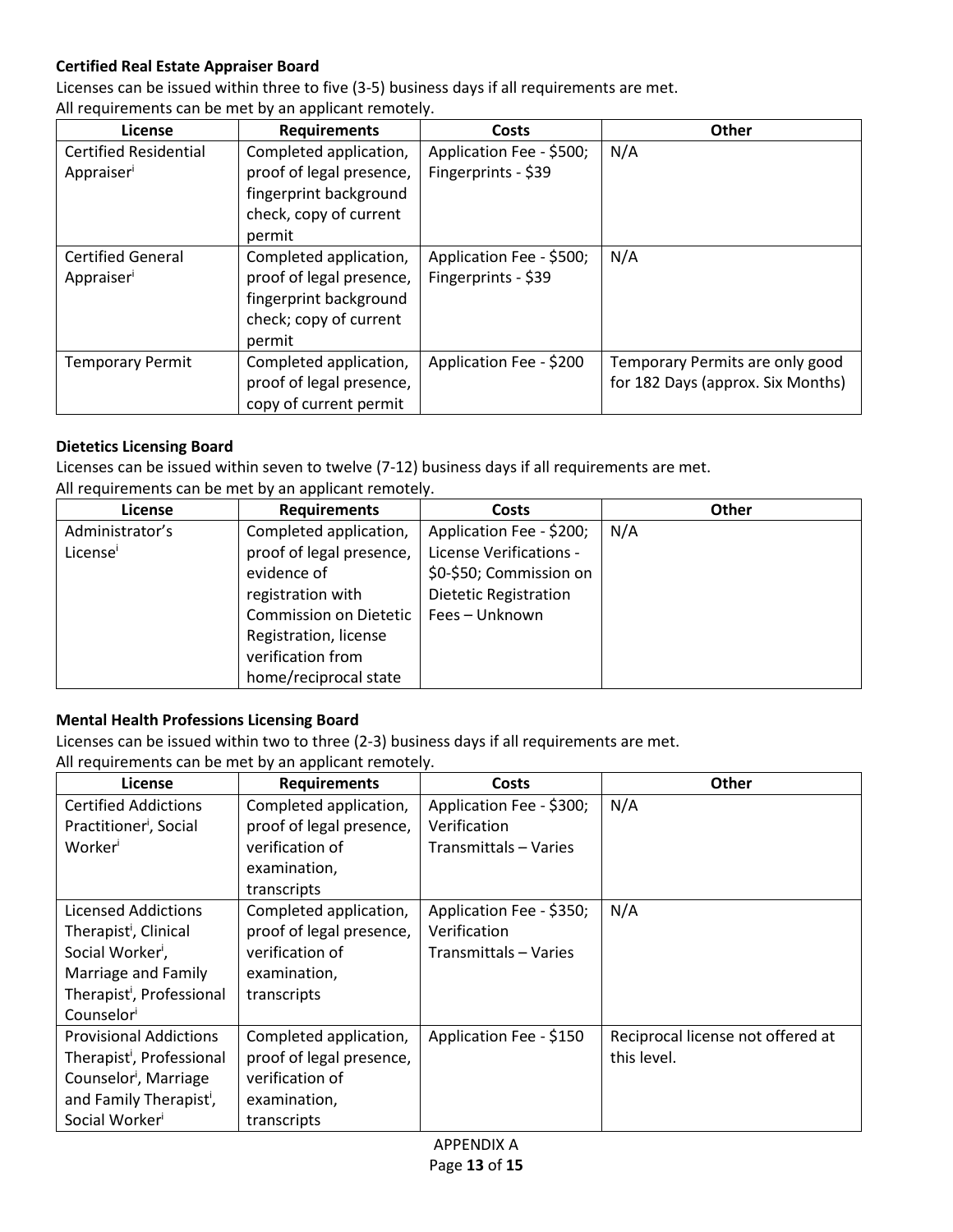**Certified Real Estate Appraiser Board**

Licenses can be issued within three to five (3-5) business days if all requirements are met.
All requirements can be met by an applicant remotely.

| License | Requirements | Costs | Other |
|---|---|---|---|
| Certified Residential Appraiser[i] | Completed application, proof of legal presence, fingerprint background check, copy of current permit | Application Fee - $500; Fingerprints - $39 | N/A |
| Certified General Appraiser[i] | Completed application, proof of legal presence, fingerprint background check; copy of current permit | Application Fee - $500; Fingerprints - $39 | N/A |
| Temporary Permit | Completed application, proof of legal presence, copy of current permit | Application Fee - $200 | Temporary Permits are only good for 182 Days (approx. Six Months) |

**Dietetics Licensing Board**

Licenses can be issued within seven to twelve (7-12) business days if all requirements are met.
All requirements can be met by an applicant remotely.

| License | Requirements | Costs | Other |
|---|---|---|---|
| Administrator's License[i] | Completed application, proof of legal presence, evidence of registration with Commission on Dietetic Registration, license verification from home/reciprocal state | Application Fee - $200; License Verifications - $0-$50; Commission on Dietetic Registration Fees – Unknown | N/A |

**Mental Health Professions Licensing Board**

Licenses can be issued within two to three (2-3) business days if all requirements are met.
All requirements can be met by an applicant remotely.

| License | Requirements | Costs | Other |
|---|---|---|---|
| Certified Addictions Practitioner[i], Social Worker[i] | Completed application, proof of legal presence, verification of examination, transcripts | Application Fee - $300; Verification Transmittals – Varies | N/A |
| Licensed Addictions Therapist[i], Clinical Social Worker[i], Marriage and Family Therapist[i], Professional Counselor[i] | Completed application, proof of legal presence, verification of examination, transcripts | Application Fee - $350; Verification Transmittals – Varies | N/A |
| Provisional Addictions Therapist[i], Professional Counselor[i], Marriage and Family Therapist[i], Social Worker[i] | Completed application, proof of legal presence, verification of examination, transcripts | Application Fee - $150 | Reciprocal license not offered at this level. |

APPENDIX A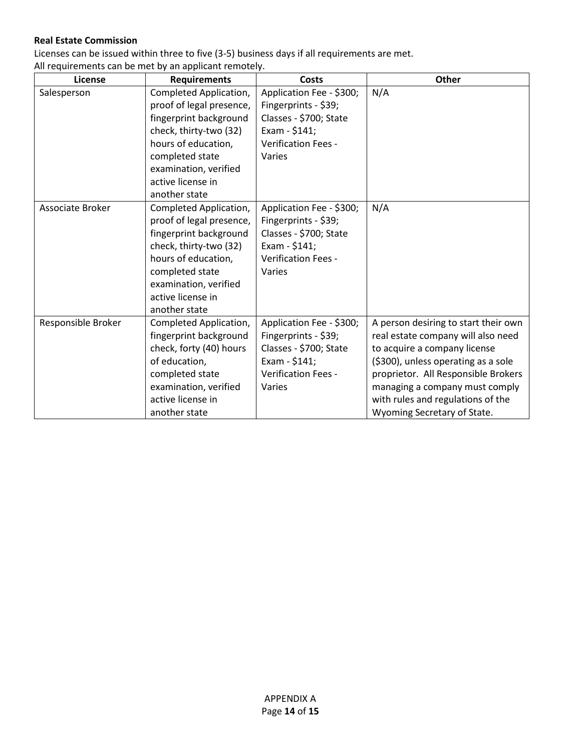**Real Estate Commission**

Licenses can be issued within three to five (3-5) business days if all requirements are met.
All requirements can be met by an applicant remotely.

| License | Requirements | Costs | Other |
|---|---|---|---|
| Salesperson | Completed Application, proof of legal presence, fingerprint background check, thirty-two (32) hours of education, completed state examination, verified active license in another state | Application Fee - $300; Fingerprints - $39; Classes - $700; State Exam - $141; Verification Fees - Varies | N/A |
| Associate Broker | Completed Application, proof of legal presence, fingerprint background check, thirty-two (32) hours of education, completed state examination, verified active license in another state | Application Fee - $300; Fingerprints - $39; Classes - $700; State Exam - $141; Verification Fees - Varies | N/A |
| Responsible Broker | Completed Application, fingerprint background check, forty (40) hours of education, completed state examination, verified active license in another state | Application Fee - $300; Fingerprints - $39; Classes - $700; State Exam - $141; Verification Fees - Varies | A person desiring to start their own real estate company will also need to acquire a company license ($300), unless operating as a sole proprietor. All Responsible Brokers managing a company must comply with rules and regulations of the Wyoming Secretary of State. |

APPENDIX A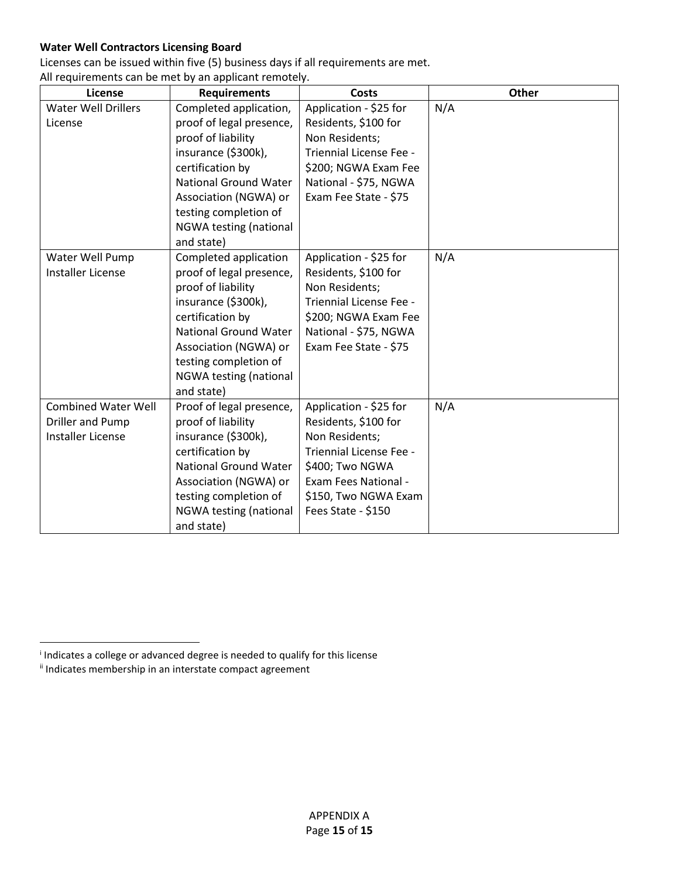**Water Well Contractors Licensing Board**

Licenses can be issued within five (5) business days if all requirements are met.
All requirements can be met by an applicant remotely.

| License | Requirements | Costs | Other |
|---|---|---|---|
| Water Well Drillers License | Completed application, proof of legal presence, proof of liability insurance ($300k), certification by National Ground Water Association (NGWA) or testing completion of NGWA testing (national and state) | Application - $25 for Residents, $100 for Non Residents; Triennial License Fee - $200; NGWA Exam Fee National - $75, NGWA Exam Fee State - $75 | N/A |
| Water Well Pump Installer License | Completed application proof of legal presence, proof of liability insurance ($300k), certification by National Ground Water Association (NGWA) or testing completion of NGWA testing (national and state) | Application - $25 for Residents, $100 for Non Residents; Triennial License Fee - $200; NGWA Exam Fee National - $75, NGWA Exam Fee State - $75 | N/A |
| Combined Water Well Driller and Pump Installer License | Proof of legal presence, proof of liability insurance ($300k), certification by National Ground Water Association (NGWA) or testing completion of NGWA testing (national and state) | Application - $25 for Residents, $100 for Non Residents; Triennial License Fee - $400; Two NGWA Exam Fees National - $150, Two NGWA Exam Fees State - $150 | N/A |

[i] Indicates a college or advanced degree is needed to qualify for this license

[ii] Indicates membership in an interstate compact agreement

APPENDIX A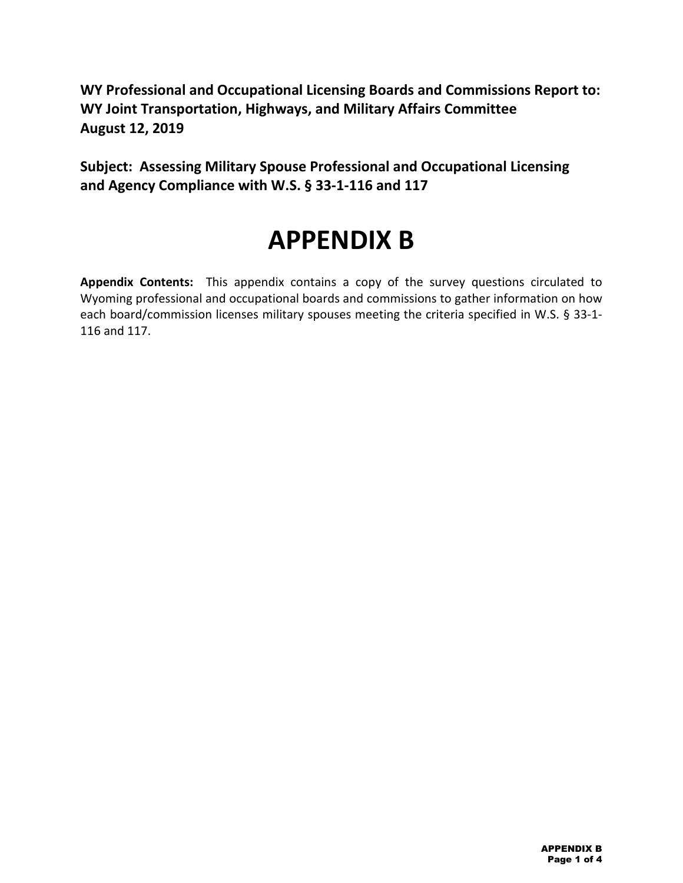**WY Professional and Occupational Licensing Boards and Commissions Report to:**
**WY Joint Transportation, Highways, and Military Affairs Committee**
**August 12, 2019**

**Subject: Assessing Military Spouse Professional and Occupational Licensing and Agency Compliance with W.S. § 33-1-116 and 117**

# APPENDIX B

**Appendix Contents:** This appendix contains a copy of the survey questions circulated to Wyoming professional and occupational boards and commissions to gather information on how each board/commission licenses military spouses meeting the criteria specified in W.S. § 33-1-116 and 117.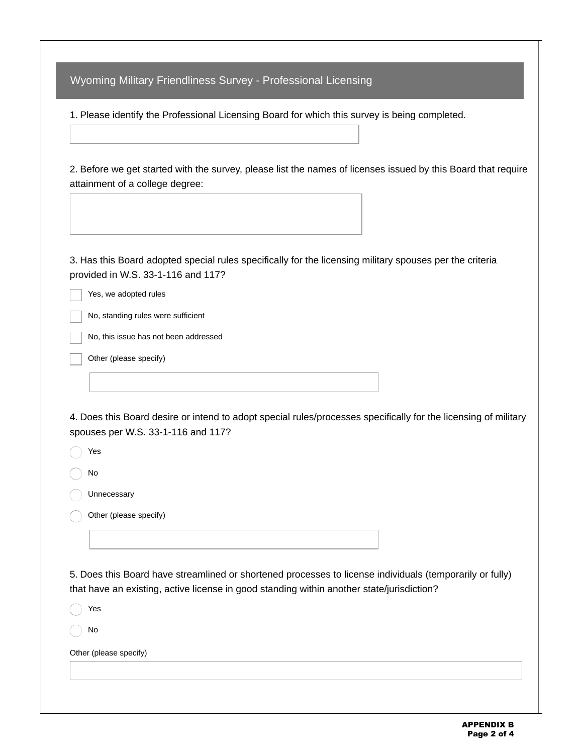## Wyoming Military Friendliness Survey - Professional Licensing

1. Please identify the Professional Licensing Board for which this survey is being completed.

2. Before we get started with the survey, please list the names of licenses issued by this Board that require attainment of a college degree:

3. Has this Board adopted special rules specifically for the licensing military spouses per the criteria provided in W.S. 33-1-116 and 117?

- [ ] Yes, we adopted rules
- [ ] No, standing rules were sufficient
- [ ] No, this issue has not been addressed
- [ ] Other (please specify)

4. Does this Board desire or intend to adopt special rules/processes specifically for the licensing of military spouses per W.S. 33-1-116 and 117?

- ( ) Yes
- ( ) No
- ( ) Unnecessary
- ( ) Other (please specify)

5. Does this Board have streamlined or shortened processes to license individuals (temporarily or fully) that have an existing, active license in good standing within another state/jurisdiction?

- ( ) Yes
- ( ) No

Other (please specify)

**APPENDIX B**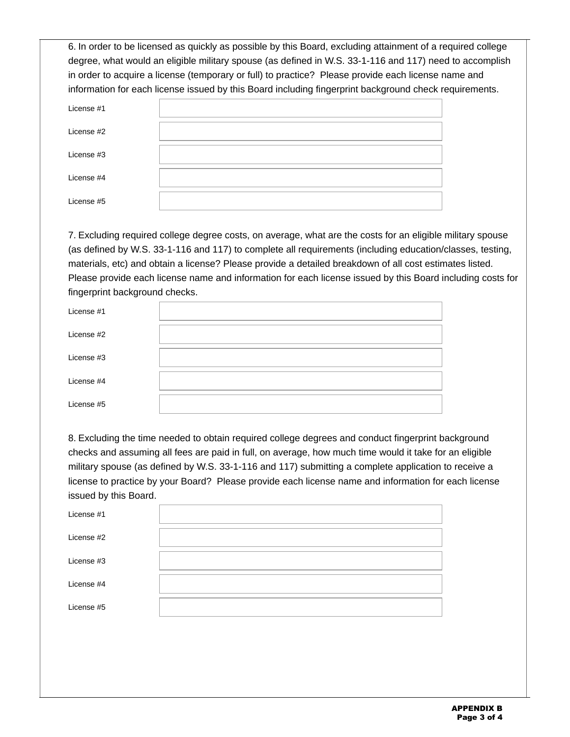6. In order to be licensed as quickly as possible by this Board, excluding attainment of a required college degree, what would an eligible military spouse (as defined in W.S. 33-1-116 and 117) need to accomplish in order to acquire a license (temporary or full) to practice? Please provide each license name and information for each license issued by this Board including fingerprint background check requirements.

| | |
|---|---|
| License #1 | |
| License #2 | |
| License #3 | |
| License #4 | |
| License #5 | |

7. Excluding required college degree costs, on average, what are the costs for an eligible military spouse (as defined by W.S. 33-1-116 and 117) to complete all requirements (including education/classes, testing, materials, etc) and obtain a license? Please provide a detailed breakdown of all cost estimates listed. Please provide each license name and information for each license issued by this Board including costs for fingerprint background checks.

| | |
|---|---|
| License #1 | |
| License #2 | |
| License #3 | |
| License #4 | |
| License #5 | |

8. Excluding the time needed to obtain required college degrees and conduct fingerprint background checks and assuming all fees are paid in full, on average, how much time would it take for an eligible military spouse (as defined by W.S. 33-1-116 and 117) submitting a complete application to receive a license to practice by your Board? Please provide each license name and information for each license issued by this Board.

| | |
|---|---|
| License #1 | |
| License #2 | |
| License #3 | |
| License #4 | |
| License #5 | |

**APPENDIX B**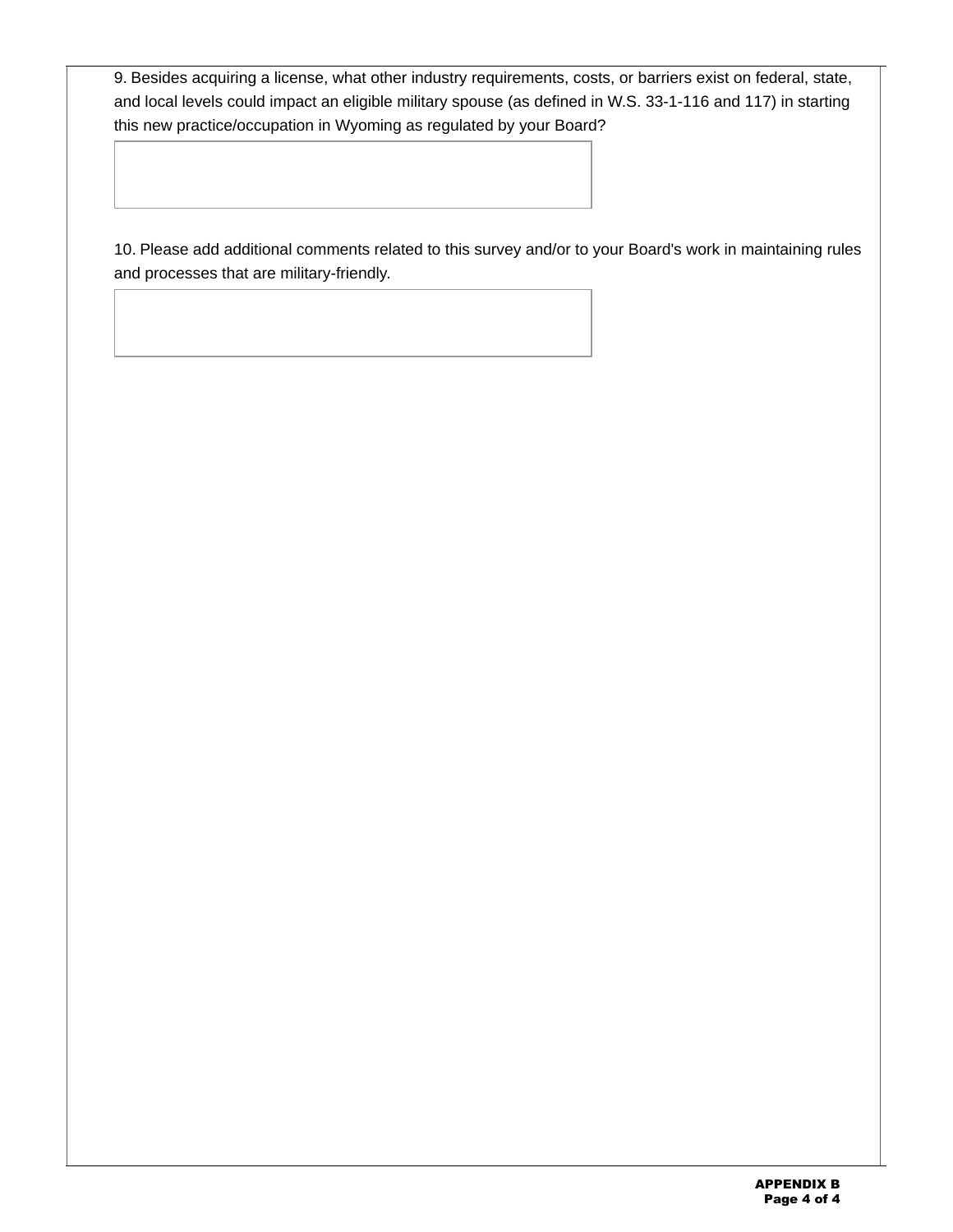9. Besides acquiring a license, what other industry requirements, costs, or barriers exist on federal, state, and local levels could impact an eligible military spouse (as defined in W.S. 33-1-116 and 117) in starting this new practice/occupation in Wyoming as regulated by your Board?

10. Please add additional comments related to this survey and/or to your Board's work in maintaining rules and processes that are military-friendly.

**APPENDIX B**